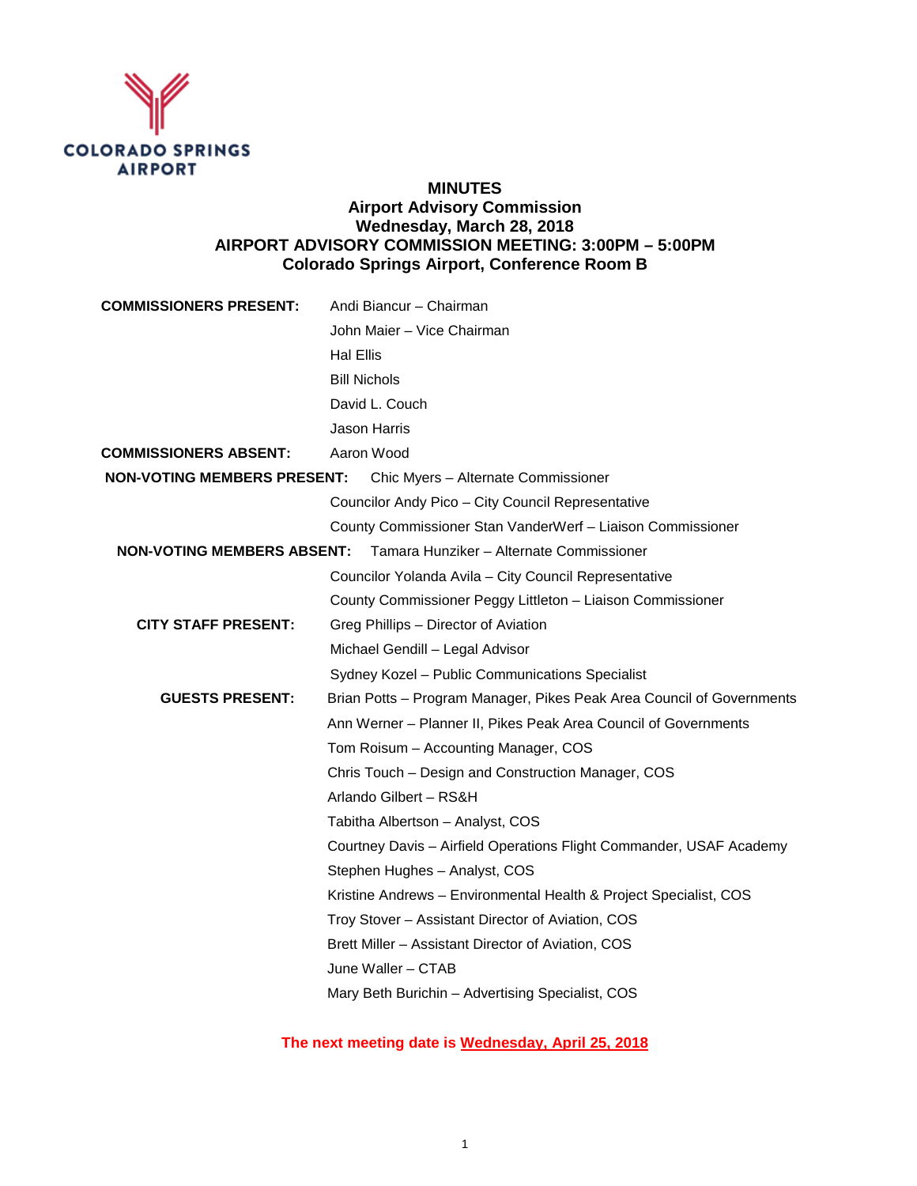COLORADO SPRINGS AIRPORT

# MINUTES
## Airport Advisory Commission
## Wednesday, March 28, 2018
## AIRPORT ADVISORY COMMISSION MEETING: 3:00PM – 5:00PM
## Colorado Springs Airport, Conference Room B

**COMMISSIONERS PRESENT:**
- Andi Biancur – Chairman
- John Maier – Vice Chairman
- Hal Ellis
- Bill Nichols
- David L. Couch
- Jason Harris

**COMMISSIONERS ABSENT:**
- Aaron Wood

**NON-VOTING MEMBERS PRESENT:**
- Chic Myers – Alternate Commissioner
- Councilor Andy Pico – City Council Representative
- County Commissioner Stan VanderWerf – Liaison Commissioner

**NON-VOTING MEMBERS ABSENT:**
- Tamara Hunziker – Alternate Commissioner
- Councilor Yolanda Avila – City Council Representative
- County Commissioner Peggy Littleton – Liaison Commissioner

**CITY STAFF PRESENT:**
- Greg Phillips – Director of Aviation
- Michael Gendill – Legal Advisor
- Sydney Kozel – Public Communications Specialist

**GUESTS PRESENT:**
- Brian Potts – Program Manager, Pikes Peak Area Council of Governments
- Ann Werner – Planner II, Pikes Peak Area Council of Governments
- Tom Roisum – Accounting Manager, COS
- Chris Touch – Design and Construction Manager, COS
- Arlando Gilbert – RS&H
- Tabitha Albertson – Analyst, COS
- Courtney Davis – Airfield Operations Flight Commander, USAF Academy
- Stephen Hughes – Analyst, COS
- Kristine Andrews – Environmental Health & Project Specialist, COS
- Troy Stover – Assistant Director of Aviation, COS
- Brett Miller – Assistant Director of Aviation, COS
- June Waller – CTAB
- Mary Beth Burichin – Advertising Specialist, COS

**The next meeting date is Wednesday, April 25, 2018**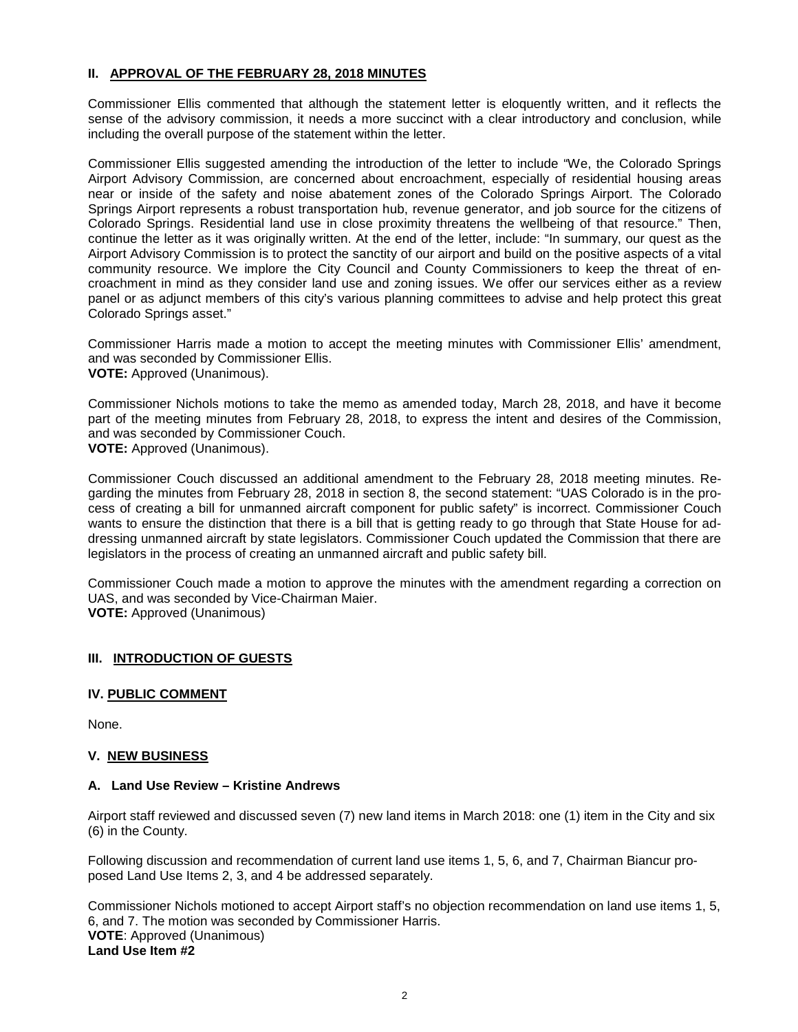## II. APPROVAL OF THE FEBRUARY 28, 2018 MINUTES

Commissioner Ellis commented that although the statement letter is eloquently written, and it reflects the sense of the advisory commission, it needs a more succinct with a clear introductory and conclusion, while including the overall purpose of the statement within the letter.

Commissioner Ellis suggested amending the introduction of the letter to include "We, the Colorado Springs Airport Advisory Commission, are concerned about encroachment, especially of residential housing areas near or inside of the safety and noise abatement zones of the Colorado Springs Airport. The Colorado Springs Airport represents a robust transportation hub, revenue generator, and job source for the citizens of Colorado Springs. Residential land use in close proximity threatens the wellbeing of that resource." Then, continue the letter as it was originally written. At the end of the letter, include: "In summary, our quest as the Airport Advisory Commission is to protect the sanctity of our airport and build on the positive aspects of a vital community resource. We implore the City Council and County Commissioners to keep the threat of encroachment in mind as they consider land use and zoning issues. We offer our services either as a review panel or as adjunct members of this city's various planning committees to advise and help protect this great Colorado Springs asset."

Commissioner Harris made a motion to accept the meeting minutes with Commissioner Ellis' amendment, and was seconded by Commissioner Ellis.
**VOTE:** Approved (Unanimous).

Commissioner Nichols motions to take the memo as amended today, March 28, 2018, and have it become part of the meeting minutes from February 28, 2018, to express the intent and desires of the Commission, and was seconded by Commissioner Couch.
**VOTE:** Approved (Unanimous).

Commissioner Couch discussed an additional amendment to the February 28, 2018 meeting minutes. Regarding the minutes from February 28, 2018 in section 8, the second statement: "UAS Colorado is in the process of creating a bill for unmanned aircraft component for public safety" is incorrect. Commissioner Couch wants to ensure the distinction that there is a bill that is getting ready to go through that State House for addressing unmanned aircraft by state legislators. Commissioner Couch updated the Commission that there are legislators in the process of creating an unmanned aircraft and public safety bill.

Commissioner Couch made a motion to approve the minutes with the amendment regarding a correction on UAS, and was seconded by Vice-Chairman Maier.
**VOTE:** Approved (Unanimous)

## III. INTRODUCTION OF GUESTS

## IV. PUBLIC COMMENT

None.

## V. NEW BUSINESS

### A. Land Use Review – Kristine Andrews

Airport staff reviewed and discussed seven (7) new land items in March 2018: one (1) item in the City and six (6) in the County.

Following discussion and recommendation of current land use items 1, 5, 6, and 7, Chairman Biancur proposed Land Use Items 2, 3, and 4 be addressed separately.

Commissioner Nichols motioned to accept Airport staff's no objection recommendation on land use items 1, 5, 6, and 7. The motion was seconded by Commissioner Harris.
**VOTE**: Approved (Unanimous)
**Land Use Item #2**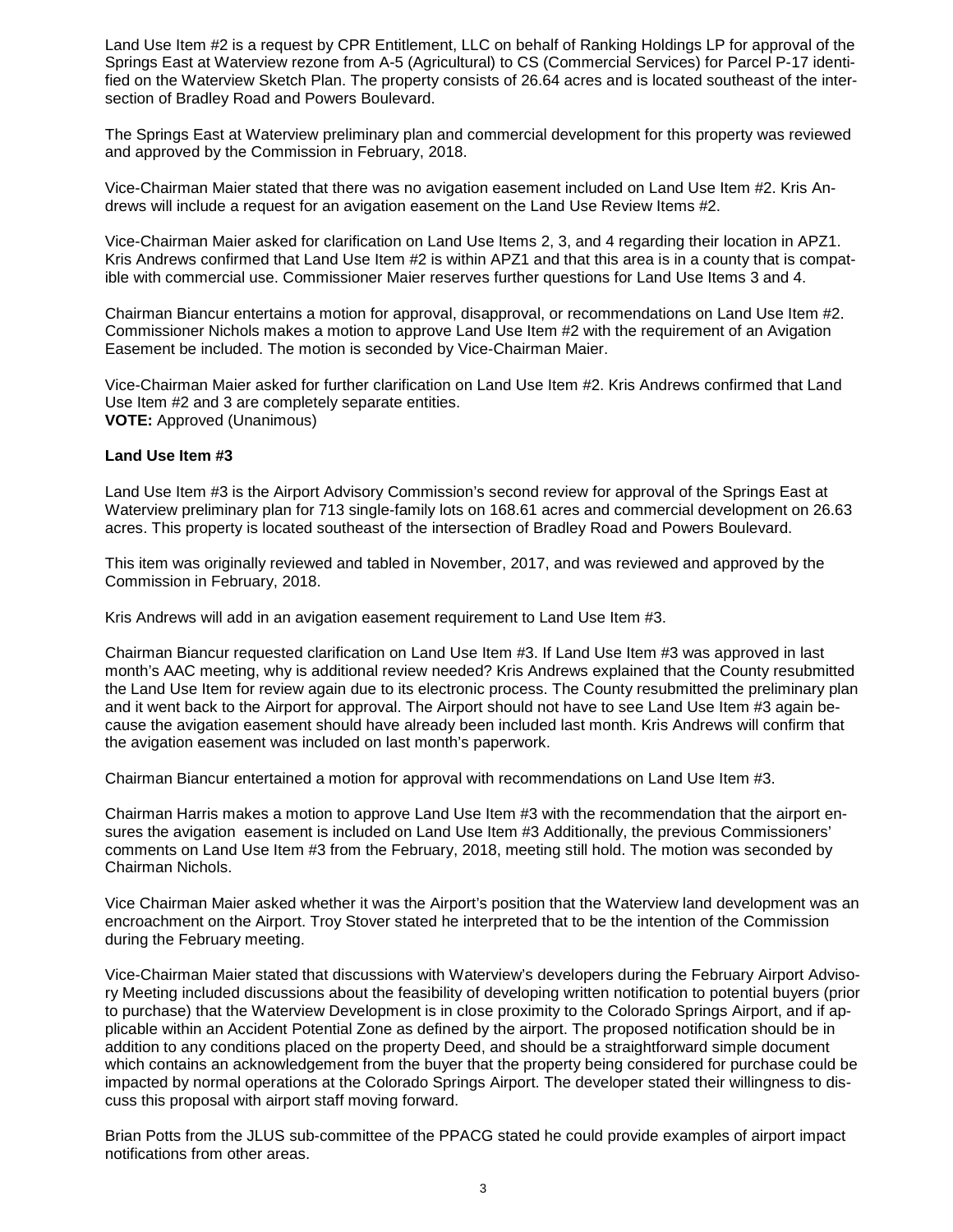Land Use Item #2 is a request by CPR Entitlement, LLC on behalf of Ranking Holdings LP for approval of the Springs East at Waterview rezone from A-5 (Agricultural) to CS (Commercial Services) for Parcel P-17 identified on the Waterview Sketch Plan. The property consists of 26.64 acres and is located southeast of the intersection of Bradley Road and Powers Boulevard.

The Springs East at Waterview preliminary plan and commercial development for this property was reviewed and approved by the Commission in February, 2018.

Vice-Chairman Maier stated that there was no avigation easement included on Land Use Item #2. Kris Andrews will include a request for an avigation easement on the Land Use Review Items #2.

Vice-Chairman Maier asked for clarification on Land Use Items 2, 3, and 4 regarding their location in APZ1. Kris Andrews confirmed that Land Use Item #2 is within APZ1 and that this area is in a county that is compatible with commercial use. Commissioner Maier reserves further questions for Land Use Items 3 and 4.

Chairman Biancur entertains a motion for approval, disapproval, or recommendations on Land Use Item #2. Commissioner Nichols makes a motion to approve Land Use Item #2 with the requirement of an Avigation Easement be included. The motion is seconded by Vice-Chairman Maier.

Vice-Chairman Maier asked for further clarification on Land Use Item #2. Kris Andrews confirmed that Land Use Item #2 and 3 are completely separate entities.
**VOTE:** Approved (Unanimous)

**Land Use Item #3**

Land Use Item #3 is the Airport Advisory Commission's second review for approval of the Springs East at Waterview preliminary plan for 713 single-family lots on 168.61 acres and commercial development on 26.63 acres. This property is located southeast of the intersection of Bradley Road and Powers Boulevard.

This item was originally reviewed and tabled in November, 2017, and was reviewed and approved by the Commission in February, 2018.

Kris Andrews will add in an avigation easement requirement to Land Use Item #3.

Chairman Biancur requested clarification on Land Use Item #3. If Land Use Item #3 was approved in last month's AAC meeting, why is additional review needed? Kris Andrews explained that the County resubmitted the Land Use Item for review again due to its electronic process. The County resubmitted the preliminary plan and it went back to the Airport for approval. The Airport should not have to see Land Use Item #3 again because the avigation easement should have already been included last month. Kris Andrews will confirm that the avigation easement was included on last month's paperwork.

Chairman Biancur entertained a motion for approval with recommendations on Land Use Item #3.

Chairman Harris makes a motion to approve Land Use Item #3 with the recommendation that the airport ensures the avigation easement is included on Land Use Item #3 Additionally, the previous Commissioners' comments on Land Use Item #3 from the February, 2018, meeting still hold. The motion was seconded by Chairman Nichols.

Vice Chairman Maier asked whether it was the Airport's position that the Waterview land development was an encroachment on the Airport. Troy Stover stated he interpreted that to be the intention of the Commission during the February meeting.

Vice-Chairman Maier stated that discussions with Waterview's developers during the February Airport Advisory Meeting included discussions about the feasibility of developing written notification to potential buyers (prior to purchase) that the Waterview Development is in close proximity to the Colorado Springs Airport, and if applicable within an Accident Potential Zone as defined by the airport. The proposed notification should be in addition to any conditions placed on the property Deed, and should be a straightforward simple document which contains an acknowledgement from the buyer that the property being considered for purchase could be impacted by normal operations at the Colorado Springs Airport. The developer stated their willingness to discuss this proposal with airport staff moving forward.

Brian Potts from the JLUS sub-committee of the PPACG stated he could provide examples of airport impact notifications from other areas.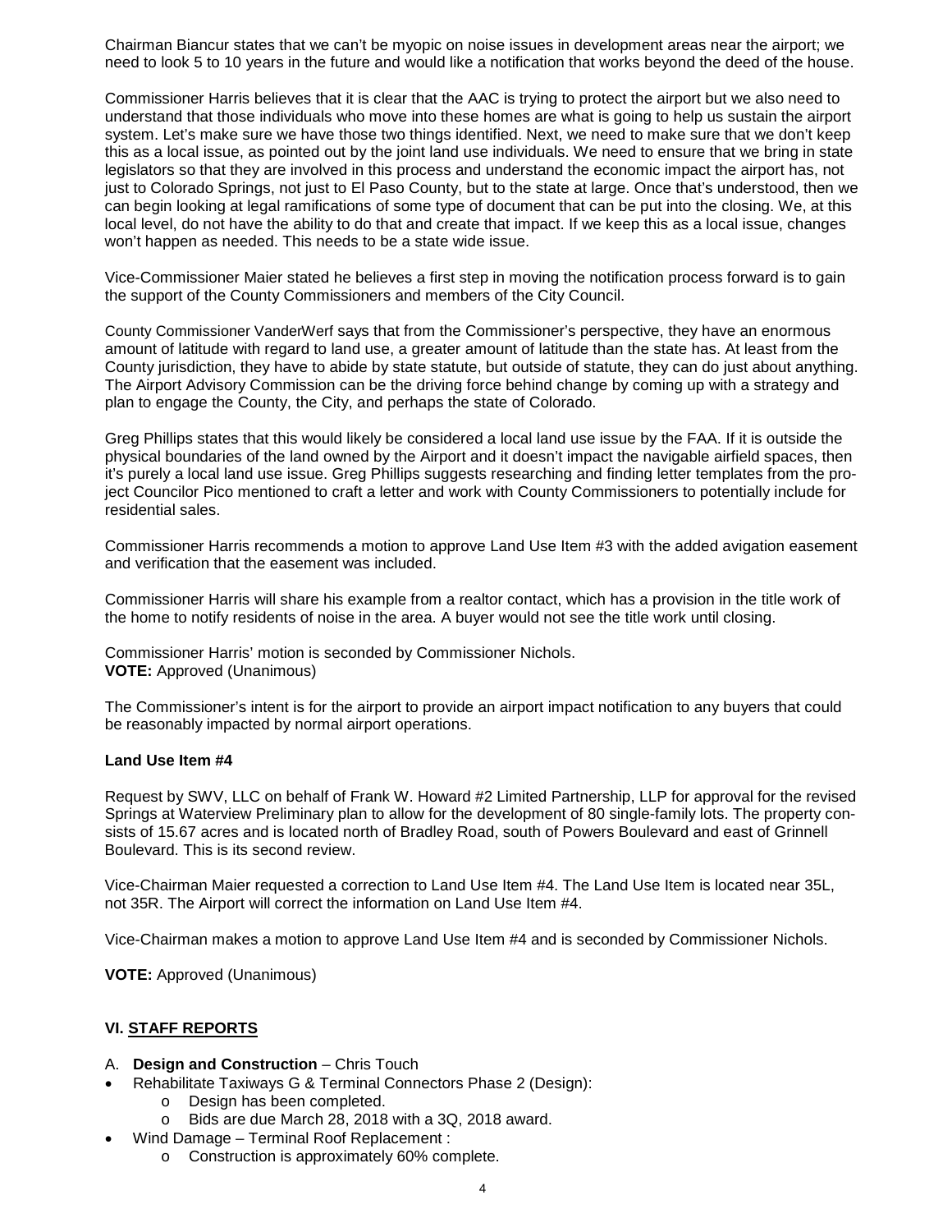Chairman Biancur states that we can't be myopic on noise issues in development areas near the airport; we need to look 5 to 10 years in the future and would like a notification that works beyond the deed of the house.

Commissioner Harris believes that it is clear that the AAC is trying to protect the airport but we also need to understand that those individuals who move into these homes are what is going to help us sustain the airport system. Let's make sure we have those two things identified. Next, we need to make sure that we don't keep this as a local issue, as pointed out by the joint land use individuals. We need to ensure that we bring in state legislators so that they are involved in this process and understand the economic impact the airport has, not just to Colorado Springs, not just to El Paso County, but to the state at large. Once that's understood, then we can begin looking at legal ramifications of some type of document that can be put into the closing. We, at this local level, do not have the ability to do that and create that impact. If we keep this as a local issue, changes won't happen as needed. This needs to be a state wide issue.

Vice-Commissioner Maier stated he believes a first step in moving the notification process forward is to gain the support of the County Commissioners and members of the City Council.

County Commissioner VanderWerf says that from the Commissioner's perspective, they have an enormous amount of latitude with regard to land use, a greater amount of latitude than the state has. At least from the County jurisdiction, they have to abide by state statute, but outside of statute, they can do just about anything. The Airport Advisory Commission can be the driving force behind change by coming up with a strategy and plan to engage the County, the City, and perhaps the state of Colorado.

Greg Phillips states that this would likely be considered a local land use issue by the FAA. If it is outside the physical boundaries of the land owned by the Airport and it doesn't impact the navigable airfield spaces, then it's purely a local land use issue. Greg Phillips suggests researching and finding letter templates from the project Councilor Pico mentioned to craft a letter and work with County Commissioners to potentially include for residential sales.

Commissioner Harris recommends a motion to approve Land Use Item #3 with the added avigation easement and verification that the easement was included.

Commissioner Harris will share his example from a realtor contact, which has a provision in the title work of the home to notify residents of noise in the area. A buyer would not see the title work until closing.

Commissioner Harris' motion is seconded by Commissioner Nichols.
**VOTE:** Approved (Unanimous)

The Commissioner's intent is for the airport to provide an airport impact notification to any buyers that could be reasonably impacted by normal airport operations.

**Land Use Item #4**

Request by SWV, LLC on behalf of Frank W. Howard #2 Limited Partnership, LLP for approval for the revised Springs at Waterview Preliminary plan to allow for the development of 80 single-family lots. The property consists of 15.67 acres and is located north of Bradley Road, south of Powers Boulevard and east of Grinnell Boulevard. This is its second review.

Vice-Chairman Maier requested a correction to Land Use Item #4. The Land Use Item is located near 35L, not 35R. The Airport will correct the information on Land Use Item #4.

Vice-Chairman makes a motion to approve Land Use Item #4 and is seconded by Commissioner Nichols.

**VOTE:** Approved (Unanimous)

## VI. STAFF REPORTS

A. **Design and Construction** – Chris Touch

- Rehabilitate Taxiways G & Terminal Connectors Phase 2 (Design):
  - Design has been completed.
  - Bids are due March 28, 2018 with a 3Q, 2018 award.
- Wind Damage – Terminal Roof Replacement :
  - Construction is approximately 60% complete.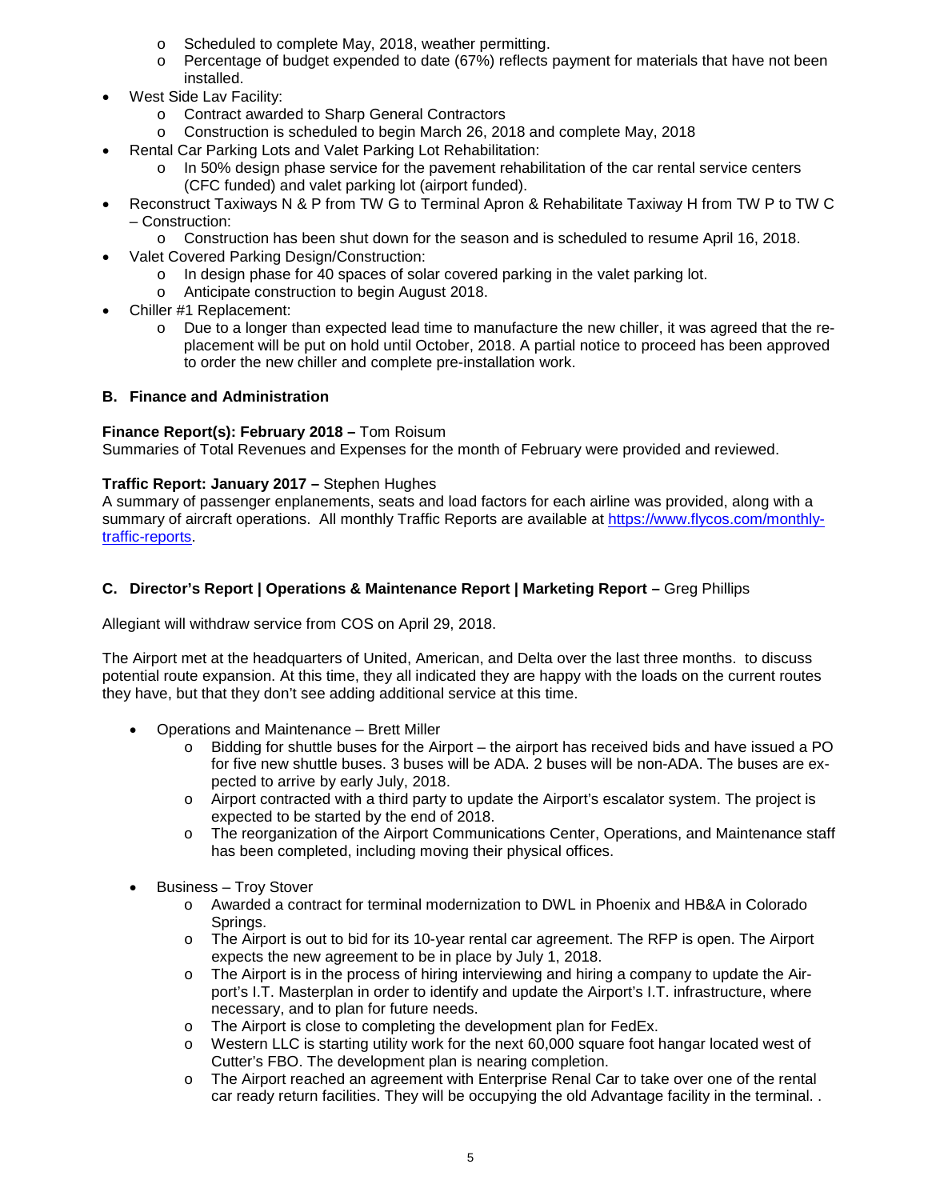- Scheduled to complete May, 2018, weather permitting.
  - Percentage of budget expended to date (67%) reflects payment for materials that have not been installed.
- West Side Lav Facility:
  - Contract awarded to Sharp General Contractors
  - Construction is scheduled to begin March 26, 2018 and complete May, 2018
- Rental Car Parking Lots and Valet Parking Lot Rehabilitation:
  - In 50% design phase service for the pavement rehabilitation of the car rental service centers (CFC funded) and valet parking lot (airport funded).
- Reconstruct Taxiways N & P from TW G to Terminal Apron & Rehabilitate Taxiway H from TW P to TW C – Construction:
  - Construction has been shut down for the season and is scheduled to resume April 16, 2018.
- Valet Covered Parking Design/Construction:
  - In design phase for 40 spaces of solar covered parking in the valet parking lot.
  - Anticipate construction to begin August 2018.
- Chiller #1 Replacement:
  - Due to a longer than expected lead time to manufacture the new chiller, it was agreed that the re-placement will be put on hold until October, 2018. A partial notice to proceed has been approved to order the new chiller and complete pre-installation work.

### B. Finance and Administration

**Finance Report(s): February 2018 –** Tom Roisum
Summaries of Total Revenues and Expenses for the month of February were provided and reviewed.

**Traffic Report: January 2017 –** Stephen Hughes
A summary of passenger enplanements, seats and load factors for each airline was provided, along with a summary of aircraft operations. All monthly Traffic Reports are available at [https://www.flycos.com/monthly-traffic-reports](https://www.flycos.com/monthly-traffic-reports).

### C. Director's Report | Operations & Maintenance Report | Marketing Report – Greg Phillips

Allegiant will withdraw service from COS on April 29, 2018.

The Airport met at the headquarters of United, American, and Delta over the last three months. to discuss potential route expansion. At this time, they all indicated they are happy with the loads on the current routes they have, but that they don't see adding additional service at this time.

- Operations and Maintenance – Brett Miller
  - Bidding for shuttle buses for the Airport – the airport has received bids and have issued a PO for five new shuttle buses. 3 buses will be ADA. 2 buses will be non-ADA. The buses are ex-pected to arrive by early July, 2018.
  - Airport contracted with a third party to update the Airport's escalator system. The project is expected to be started by the end of 2018.
  - The reorganization of the Airport Communications Center, Operations, and Maintenance staff has been completed, including moving their physical offices.

- Business – Troy Stover
  - Awarded a contract for terminal modernization to DWL in Phoenix and HB&A in Colorado Springs.
  - The Airport is out to bid for its 10-year rental car agreement. The RFP is open. The Airport expects the new agreement to be in place by July 1, 2018.
  - The Airport is in the process of hiring interviewing and hiring a company to update the Air-port's I.T. Masterplan in order to identify and update the Airport's I.T. infrastructure, where necessary, and to plan for future needs.
  - The Airport is close to completing the development plan for FedEx.
  - Western LLC is starting utility work for the next 60,000 square foot hangar located west of Cutter's FBO. The development plan is nearing completion.
  - The Airport reached an agreement with Enterprise Renal Car to take over one of the rental car ready return facilities. They will be occupying the old Advantage facility in the terminal. .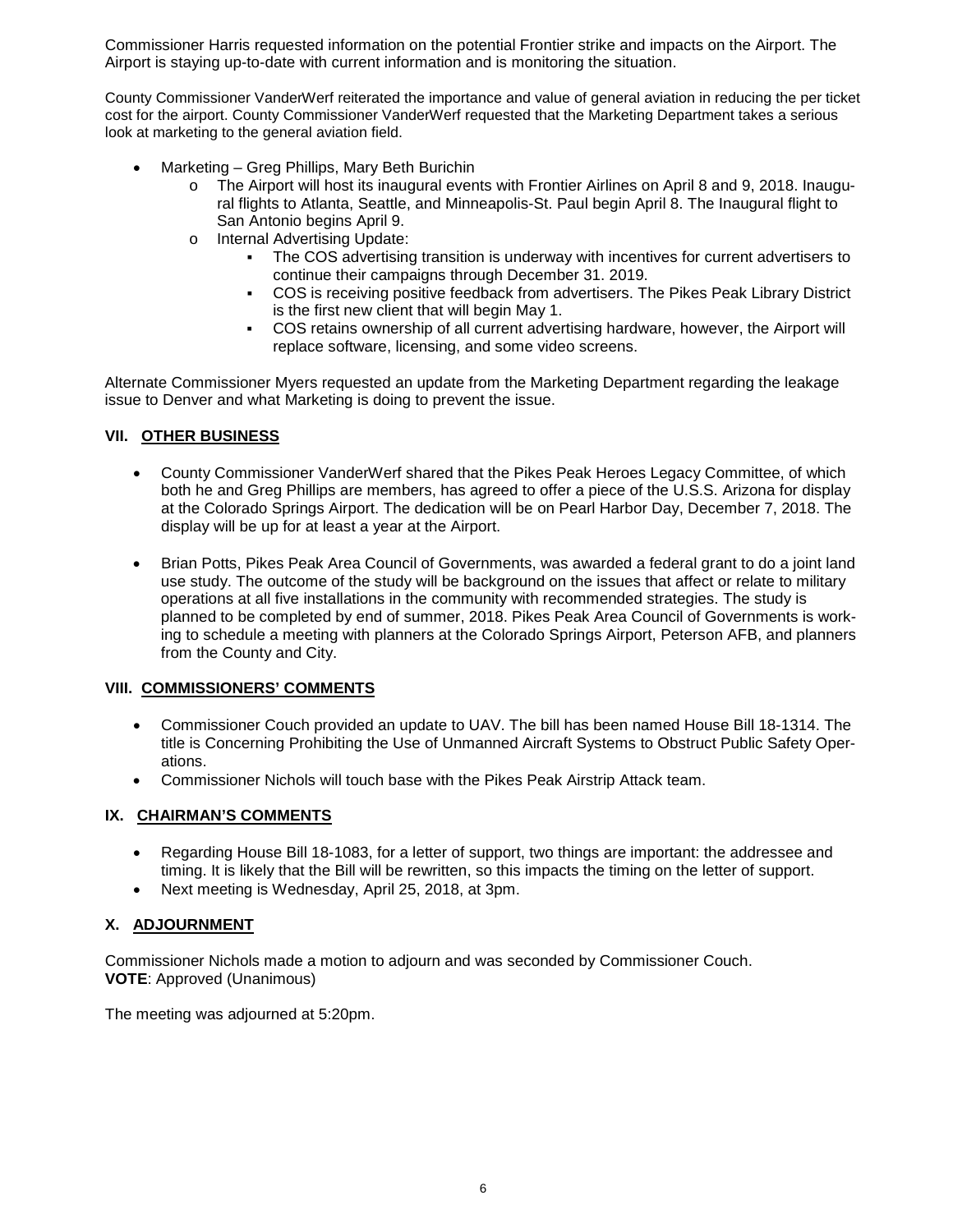Commissioner Harris requested information on the potential Frontier strike and impacts on the Airport. The Airport is staying up-to-date with current information and is monitoring the situation.

County Commissioner VanderWerf reiterated the importance and value of general aviation in reducing the per ticket cost for the airport. County Commissioner VanderWerf requested that the Marketing Department takes a serious look at marketing to the general aviation field.

- Marketing – Greg Phillips, Mary Beth Burichin
  - The Airport will host its inaugural events with Frontier Airlines on April 8 and 9, 2018. Inaugural flights to Atlanta, Seattle, and Minneapolis-St. Paul begin April 8. The Inaugural flight to San Antonio begins April 9.
  - Internal Advertising Update:
    - The COS advertising transition is underway with incentives for current advertisers to continue their campaigns through December 31. 2019.
    - COS is receiving positive feedback from advertisers. The Pikes Peak Library District is the first new client that will begin May 1.
    - COS retains ownership of all current advertising hardware, however, the Airport will replace software, licensing, and some video screens.

Alternate Commissioner Myers requested an update from the Marketing Department regarding the leakage issue to Denver and what Marketing is doing to prevent the issue.

## VII. OTHER BUSINESS

- County Commissioner VanderWerf shared that the Pikes Peak Heroes Legacy Committee, of which both he and Greg Phillips are members, has agreed to offer a piece of the U.S.S. Arizona for display at the Colorado Springs Airport. The dedication will be on Pearl Harbor Day, December 7, 2018. The display will be up for at least a year at the Airport.
- Brian Potts, Pikes Peak Area Council of Governments, was awarded a federal grant to do a joint land use study. The outcome of the study will be background on the issues that affect or relate to military operations at all five installations in the community with recommended strategies. The study is planned to be completed by end of summer, 2018. Pikes Peak Area Council of Governments is working to schedule a meeting with planners at the Colorado Springs Airport, Peterson AFB, and planners from the County and City.

## VIII. COMMISSIONERS' COMMENTS

- Commissioner Couch provided an update to UAV. The bill has been named House Bill 18-1314. The title is Concerning Prohibiting the Use of Unmanned Aircraft Systems to Obstruct Public Safety Operations.
- Commissioner Nichols will touch base with the Pikes Peak Airstrip Attack team.

## IX. CHAIRMAN'S COMMENTS

- Regarding House Bill 18-1083, for a letter of support, two things are important: the addressee and timing. It is likely that the Bill will be rewritten, so this impacts the timing on the letter of support.
- Next meeting is Wednesday, April 25, 2018, at 3pm.

## X. ADJOURNMENT

Commissioner Nichols made a motion to adjourn and was seconded by Commissioner Couch.
**VOTE**: Approved (Unanimous)

The meeting was adjourned at 5:20pm.